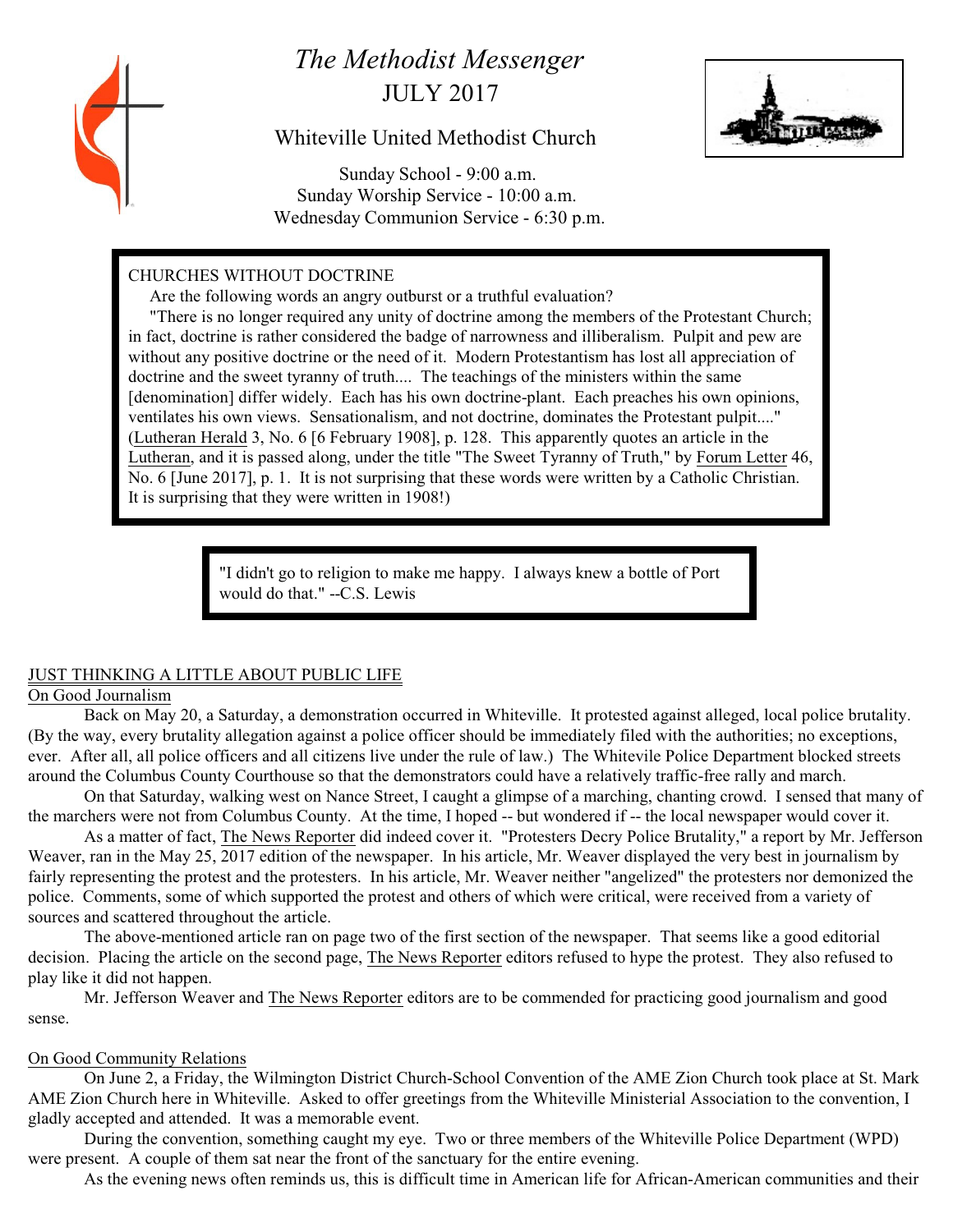# *The Methodist Messenger*

JULY 2017

Whiteville United Methodist Church

Sunday School - 9:00 a.m.
Sunday Worship Service - 10:00 a.m.
Wednesday Communion Service - 6:30 p.m.

CHURCHES WITHOUT DOCTRINE

Are the following words an angry outburst or a truthful evaluation?

"There is no longer required any unity of doctrine among the members of the Protestant Church; in fact, doctrine is rather considered the badge of narrowness and illiberalism. Pulpit and pew are without any positive doctrine or the need of it. Modern Protestantism has lost all appreciation of doctrine and the sweet tyranny of truth.... The teachings of the ministers within the same [denomination] differ widely. Each has his own doctrine-plant. Each preaches his own opinions, ventilates his own views. Sensationalism, and not doctrine, dominates the Protestant pulpit...." (Lutheran Herald 3, No. 6 [6 February 1908], p. 128. This apparently quotes an article in the Lutheran, and it is passed along, under the title "The Sweet Tyranny of Truth," by Forum Letter 46, No. 6 [June 2017], p. 1. It is not surprising that these words were written by a Catholic Christian. It is surprising that they were written in 1908!)

"I didn't go to religion to make me happy. I always knew a bottle of Port would do that." --C.S. Lewis

## JUST THINKING A LITTLE ABOUT PUBLIC LIFE

### On Good Journalism

Back on May 20, a Saturday, a demonstration occurred in Whiteville. It protested against alleged, local police brutality. (By the way, every brutality allegation against a police officer should be immediately filed with the authorities; no exceptions, ever. After all, all police officers and all citizens live under the rule of law.) The Whitevile Police Department blocked streets around the Columbus County Courthouse so that the demonstrators could have a relatively traffic-free rally and march.

On that Saturday, walking west on Nance Street, I caught a glimpse of a marching, chanting crowd. I sensed that many of the marchers were not from Columbus County. At the time, I hoped -- but wondered if -- the local newspaper would cover it.

As a matter of fact, The News Reporter did indeed cover it. "Protesters Decry Police Brutality," a report by Mr. Jefferson Weaver, ran in the May 25, 2017 edition of the newspaper. In his article, Mr. Weaver displayed the very best in journalism by fairly representing the protest and the protesters. In his article, Mr. Weaver neither "angelized" the protesters nor demonized the police. Comments, some of which supported the protest and others of which were critical, were received from a variety of sources and scattered throughout the article.

The above-mentioned article ran on page two of the first section of the newspaper. That seems like a good editorial decision. Placing the article on the second page, The News Reporter editors refused to hype the protest. They also refused to play like it did not happen.

Mr. Jefferson Weaver and The News Reporter editors are to be commended for practicing good journalism and good sense.

### On Good Community Relations

On June 2, a Friday, the Wilmington District Church-School Convention of the AME Zion Church took place at St. Mark AME Zion Church here in Whiteville. Asked to offer greetings from the Whiteville Ministerial Association to the convention, I gladly accepted and attended. It was a memorable event.

During the convention, something caught my eye. Two or three members of the Whiteville Police Department (WPD) were present. A couple of them sat near the front of the sanctuary for the entire evening.

As the evening news often reminds us, this is difficult time in American life for African-American communities and their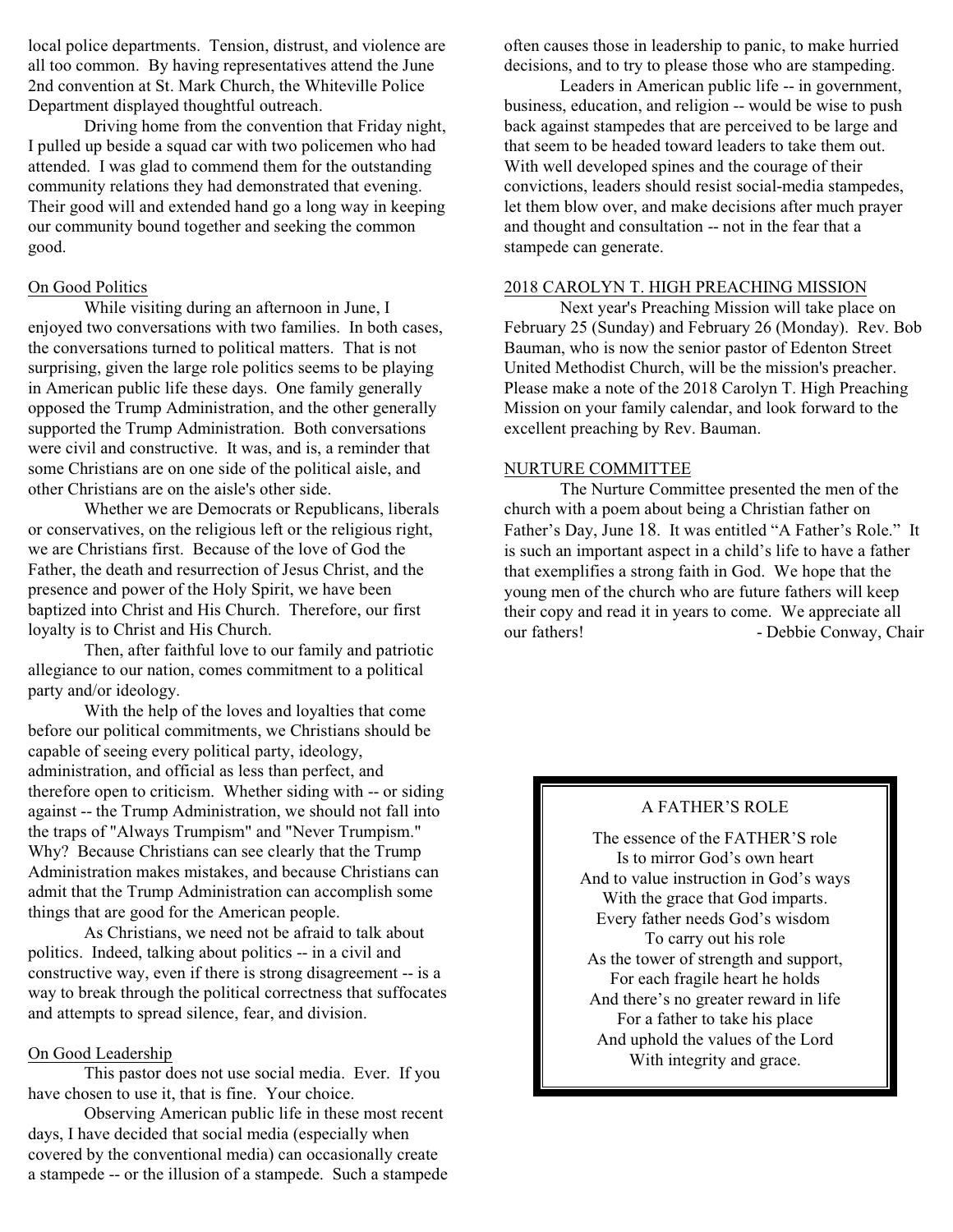local police departments. Tension, distrust, and violence are all too common. By having representatives attend the June 2nd convention at St. Mark Church, the Whiteville Police Department displayed thoughtful outreach.

Driving home from the convention that Friday night, I pulled up beside a squad car with two policemen who had attended. I was glad to commend them for the outstanding community relations they had demonstrated that evening. Their good will and extended hand go a long way in keeping our community bound together and seeking the common good.

On Good Politics

While visiting during an afternoon in June, I enjoyed two conversations with two families. In both cases, the conversations turned to political matters. That is not surprising, given the large role politics seems to be playing in American public life these days. One family generally opposed the Trump Administration, and the other generally supported the Trump Administration. Both conversations were civil and constructive. It was, and is, a reminder that some Christians are on one side of the political aisle, and other Christians are on the aisle's other side.

Whether we are Democrats or Republicans, liberals or conservatives, on the religious left or the religious right, we are Christians first. Because of the love of God the Father, the death and resurrection of Jesus Christ, and the presence and power of the Holy Spirit, we have been baptized into Christ and His Church. Therefore, our first loyalty is to Christ and His Church.

Then, after faithful love to our family and patriotic allegiance to our nation, comes commitment to a political party and/or ideology.

With the help of the loves and loyalties that come before our political commitments, we Christians should be capable of seeing every political party, ideology, administration, and official as less than perfect, and therefore open to criticism. Whether siding with -- or siding against -- the Trump Administration, we should not fall into the traps of "Always Trumpism" and "Never Trumpism." Why? Because Christians can see clearly that the Trump Administration makes mistakes, and because Christians can admit that the Trump Administration can accomplish some things that are good for the American people.

As Christians, we need not be afraid to talk about politics. Indeed, talking about politics -- in a civil and constructive way, even if there is strong disagreement -- is a way to break through the political correctness that suffocates and attempts to spread silence, fear, and division.

On Good Leadership

This pastor does not use social media. Ever. If you have chosen to use it, that is fine. Your choice.

Observing American public life in these most recent days, I have decided that social media (especially when covered by the conventional media) can occasionally create a stampede -- or the illusion of a stampede. Such a stampede often causes those in leadership to panic, to make hurried decisions, and to try to please those who are stampeding.

Leaders in American public life -- in government, business, education, and religion -- would be wise to push back against stampedes that are perceived to be large and that seem to be headed toward leaders to take them out. With well developed spines and the courage of their convictions, leaders should resist social-media stampedes, let them blow over, and make decisions after much prayer and thought and consultation -- not in the fear that a stampede can generate.

2018 CAROLYN T. HIGH PREACHING MISSION

Next year's Preaching Mission will take place on February 25 (Sunday) and February 26 (Monday). Rev. Bob Bauman, who is now the senior pastor of Edenton Street United Methodist Church, will be the mission's preacher. Please make a note of the 2018 Carolyn T. High Preaching Mission on your family calendar, and look forward to the excellent preaching by Rev. Bauman.

NURTURE COMMITTEE

The Nurture Committee presented the men of the church with a poem about being a Christian father on Father's Day, June 18. It was entitled "A Father's Role." It is such an important aspect in a child's life to have a father that exemplifies a strong faith in God. We hope that the young men of the church who are future fathers will keep their copy and read it in years to come. We appreciate all our fathers! - Debbie Conway, Chair

A FATHER'S ROLE

The essence of the FATHER'S role
Is to mirror God's own heart
And to value instruction in God's ways
With the grace that God imparts.
Every father needs God's wisdom
To carry out his role
As the tower of strength and support,
For each fragile heart he holds
And there's no greater reward in life
For a father to take his place
And uphold the values of the Lord
With integrity and grace.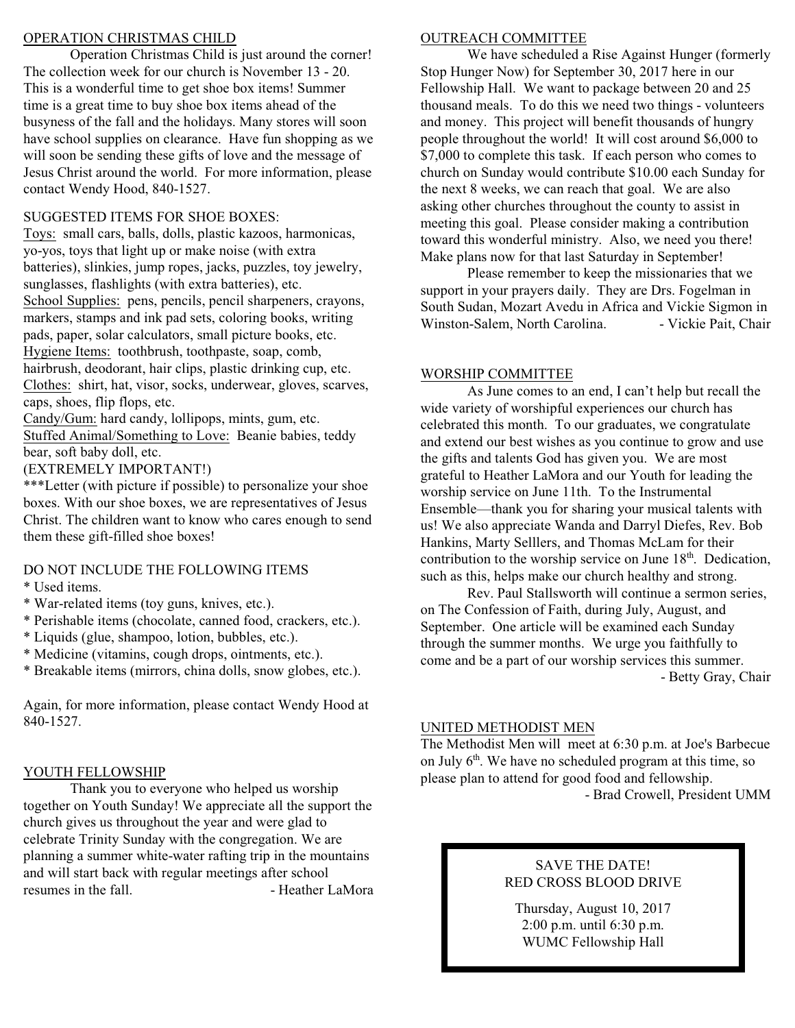## OPERATION CHRISTMAS CHILD

Operation Christmas Child is just around the corner! The collection week for our church is November 13 - 20. This is a wonderful time to get shoe box items! Summer time is a great time to buy shoe box items ahead of the busyness of the fall and the holidays. Many stores will soon have school supplies on clearance. Have fun shopping as we will soon be sending these gifts of love and the message of Jesus Christ around the world. For more information, please contact Wendy Hood, 840-1527.

### SUGGESTED ITEMS FOR SHOE BOXES:

Toys: small cars, balls, dolls, plastic kazoos, harmonicas, yo-yos, toys that light up or make noise (with extra batteries), slinkies, jump ropes, jacks, puzzles, toy jewelry, sunglasses, flashlights (with extra batteries), etc.
School Supplies: pens, pencils, pencil sharpeners, crayons, markers, stamps and ink pad sets, coloring books, writing pads, paper, solar calculators, small picture books, etc.
Hygiene Items: toothbrush, toothpaste, soap, comb, hairbrush, deodorant, hair clips, plastic drinking cup, etc.
Clothes: shirt, hat, visor, socks, underwear, gloves, scarves, caps, shoes, flip flops, etc.
Candy/Gum: hard candy, lollipops, mints, gum, etc.
Stuffed Animal/Something to Love: Beanie babies, teddy bear, soft baby doll, etc.
(EXTREMELY IMPORTANT!)
***Letter (with picture if possible) to personalize your shoe boxes. With our shoe boxes, we are representatives of Jesus Christ. The children want to know who cares enough to send them these gift-filled shoe boxes!

### DO NOT INCLUDE THE FOLLOWING ITEMS

* Used items.
* War-related items (toy guns, knives, etc.).
* Perishable items (chocolate, canned food, crackers, etc.).
* Liquids (glue, shampoo, lotion, bubbles, etc.).
* Medicine (vitamins, cough drops, ointments, etc.).
* Breakable items (mirrors, china dolls, snow globes, etc.).

Again, for more information, please contact Wendy Hood at 840-1527.

## YOUTH FELLOWSHIP

Thank you to everyone who helped us worship together on Youth Sunday! We appreciate all the support the church gives us throughout the year and were glad to celebrate Trinity Sunday with the congregation. We are planning a summer white-water rafting trip in the mountains and will start back with regular meetings after school resumes in the fall. - Heather LaMora

## OUTREACH COMMITTEE

We have scheduled a Rise Against Hunger (formerly Stop Hunger Now) for September 30, 2017 here in our Fellowship Hall. We want to package between 20 and 25 thousand meals. To do this we need two things - volunteers and money. This project will benefit thousands of hungry people throughout the world! It will cost around $6,000 to $7,000 to complete this task. If each person who comes to church on Sunday would contribute $10.00 each Sunday for the next 8 weeks, we can reach that goal. We are also asking other churches throughout the county to assist in meeting this goal. Please consider making a contribution toward this wonderful ministry. Also, we need you there! Make plans now for that last Saturday in September!

Please remember to keep the missionaries that we support in your prayers daily. They are Drs. Fogelman in South Sudan, Mozart Avedu in Africa and Vickie Sigmon in Winston-Salem, North Carolina. - Vickie Pait, Chair

## WORSHIP COMMITTEE

As June comes to an end, I can't help but recall the wide variety of worshipful experiences our church has celebrated this month. To our graduates, we congratulate and extend our best wishes as you continue to grow and use the gifts and talents God has given you. We are most grateful to Heather LaMora and our Youth for leading the worship service on June 11th. To the Instrumental Ensemble—thank you for sharing your musical talents with us! We also appreciate Wanda and Darryl Diefes, Rev. Bob Hankins, Marty Selllers, and Thomas McLam for their contribution to the worship service on June 18th. Dedication, such as this, helps make our church healthy and strong.

Rev. Paul Stallsworth will continue a sermon series, on The Confession of Faith, during July, August, and September. One article will be examined each Sunday through the summer months. We urge you faithfully to come and be a part of our worship services this summer.

- Betty Gray, Chair

## UNITED METHODIST MEN

The Methodist Men will meet at 6:30 p.m. at Joe's Barbecue on July 6th. We have no scheduled program at this time, so please plan to attend for good food and fellowship.

- Brad Crowell, President UMM

**SAVE THE DATE!**
**RED CROSS BLOOD DRIVE**

Thursday, August 10, 2017
2:00 p.m. until 6:30 p.m.
WUMC Fellowship Hall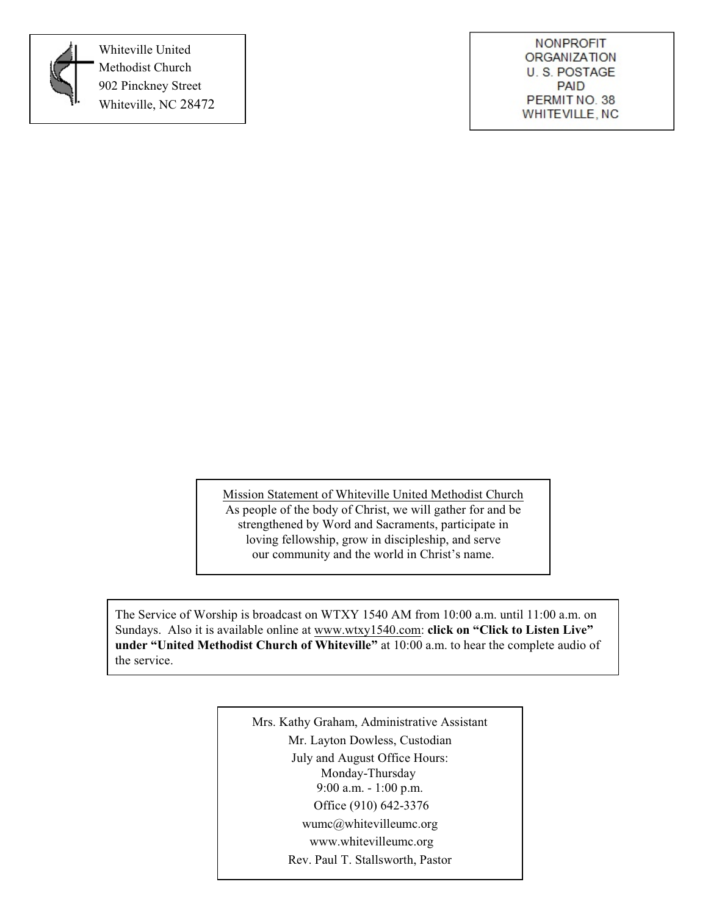Whiteville United
Methodist Church
902 Pinckney Street
Whiteville, NC 28472

NONPROFIT
ORGANIZATION
U. S. POSTAGE
PAID
PERMIT NO. 38
WHITEVILLE, NC

Mission Statement of Whiteville United Methodist Church

As people of the body of Christ, we will gather for and be strengthened by Word and Sacraments, participate in loving fellowship, grow in discipleship, and serve our community and the world in Christ's name.

The Service of Worship is broadcast on WTXY 1540 AM from 10:00 a.m. until 11:00 a.m. on Sundays. Also it is available online at www.wtxy1540.com: **click on "Click to Listen Live" under "United Methodist Church of Whiteville"** at 10:00 a.m. to hear the complete audio of the service.

Mrs. Kathy Graham, Administrative Assistant
Mr. Layton Dowless, Custodian
July and August Office Hours:
Monday-Thursday
9:00 a.m. - 1:00 p.m.
Office (910) 642-3376
wumc@whitevilleumc.org
www.whitevilleumc.org
Rev. Paul T. Stallsworth, Pastor